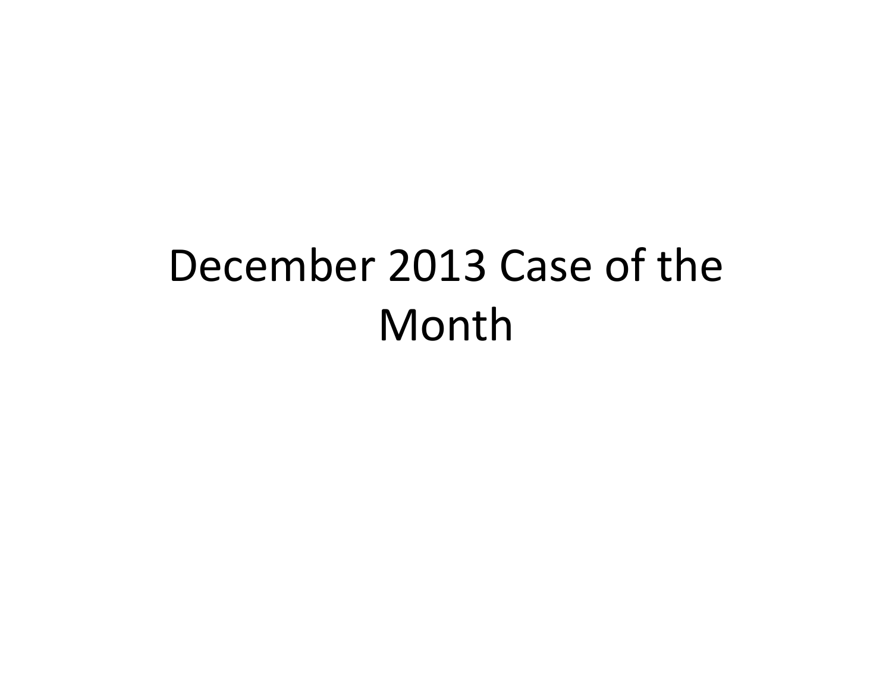# December 2013 Case of the Month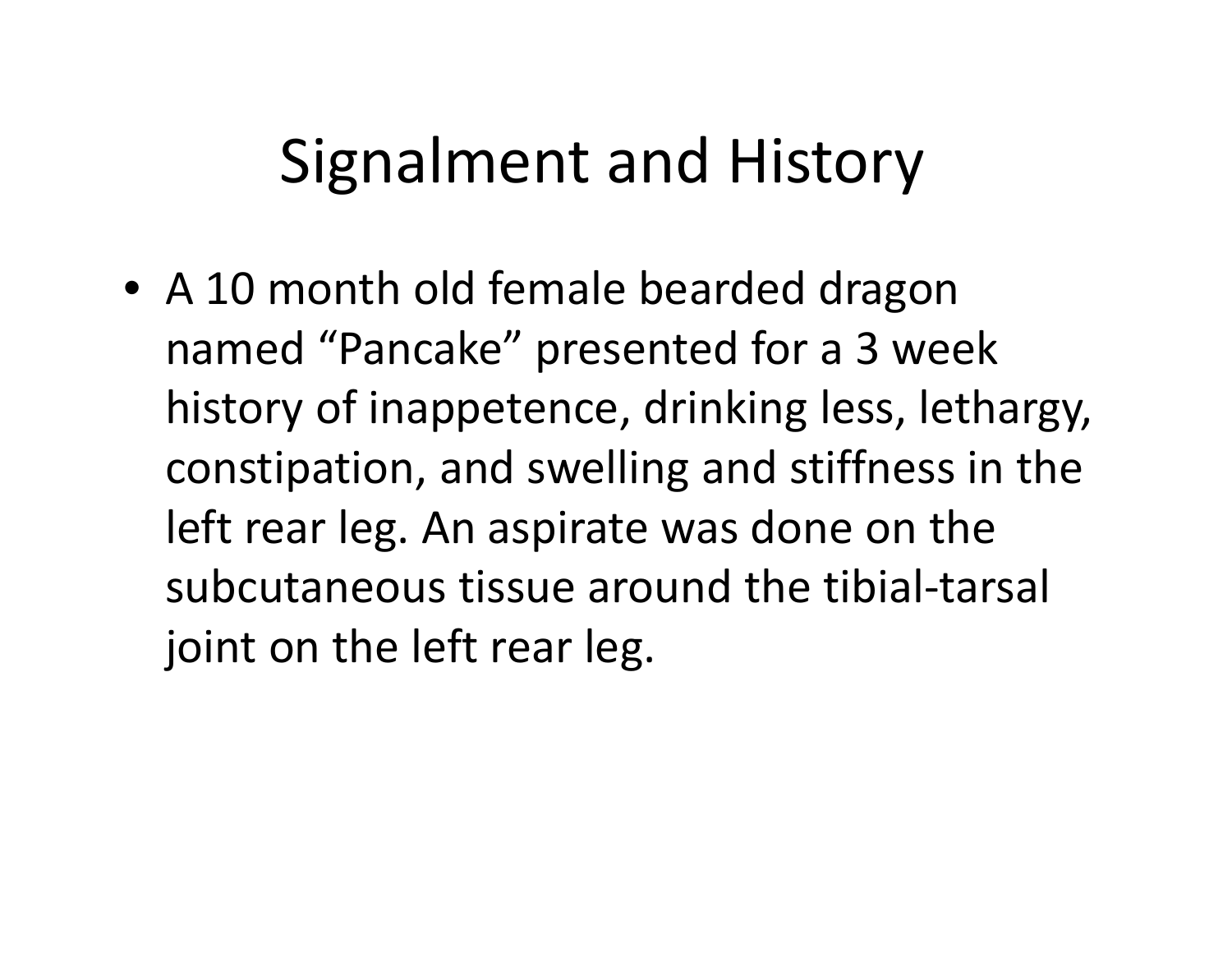# Signalment and History

- A 10 month old female bearded dragon named “Pancake” presented for a 3 week history of inappetence, drinking less, lethargy, constipation, and swelling and stiffness in the left rear leg. An aspirate was done on the subcutaneous tissue around the tibial-tarsal joint on the left rear leg.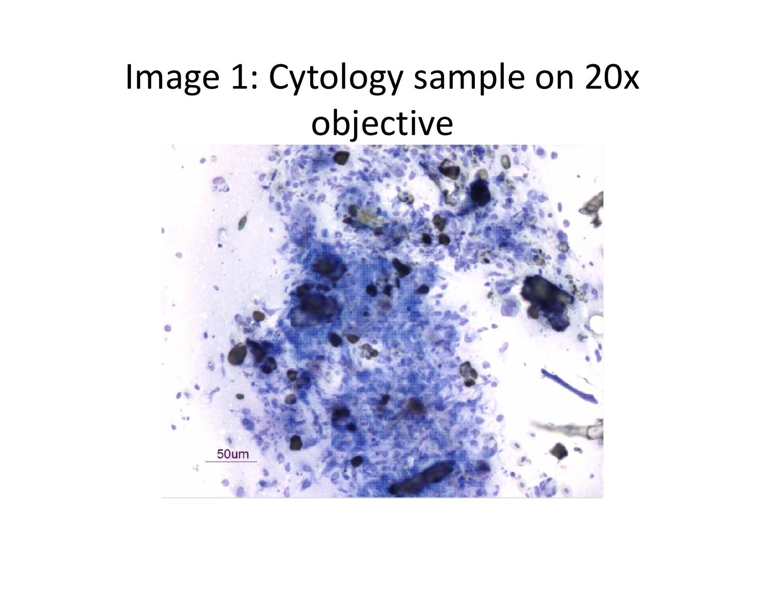# Image 1: Cytology sample on 20x objective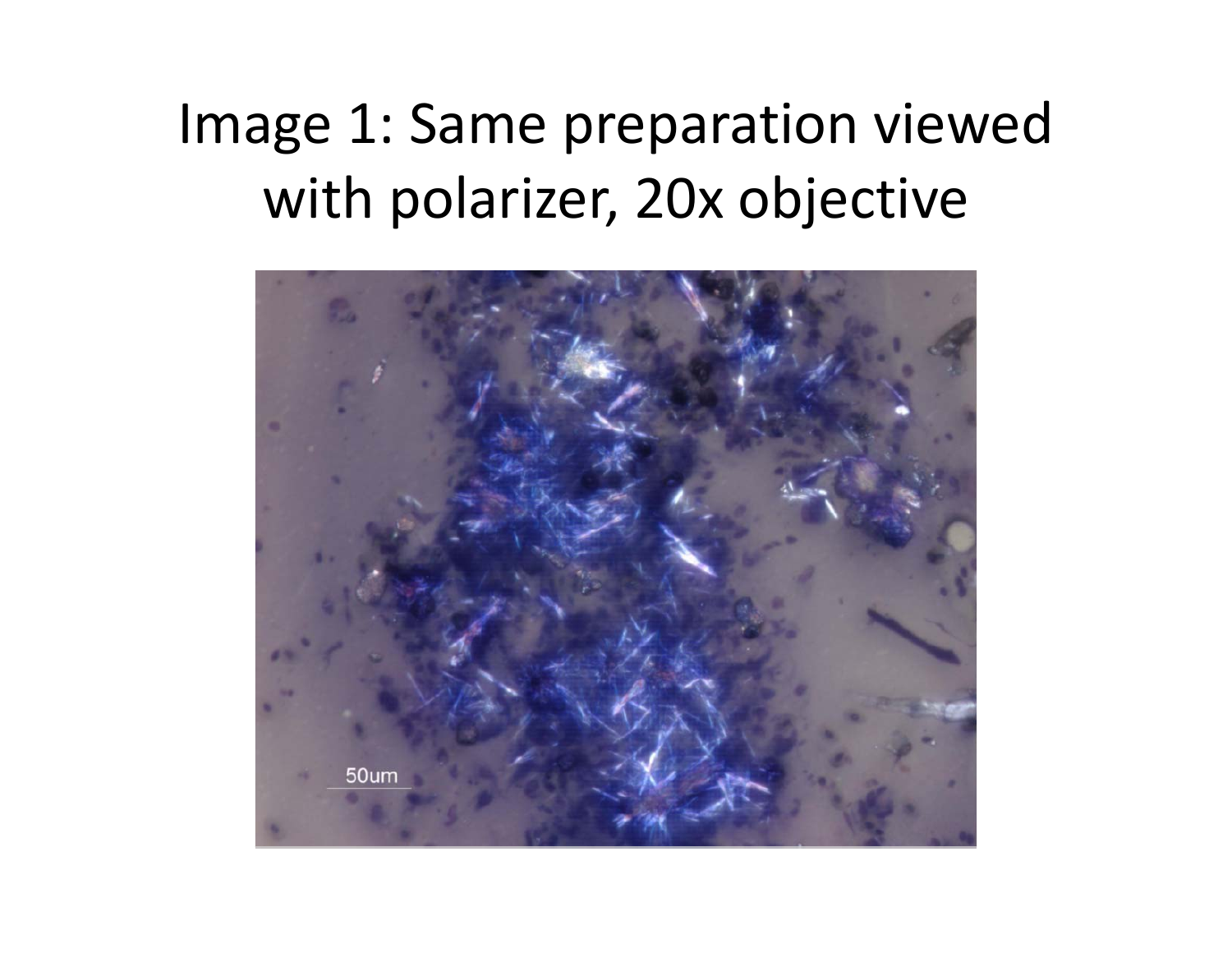# Image 1: Same preparation viewed with polarizer, 20x objective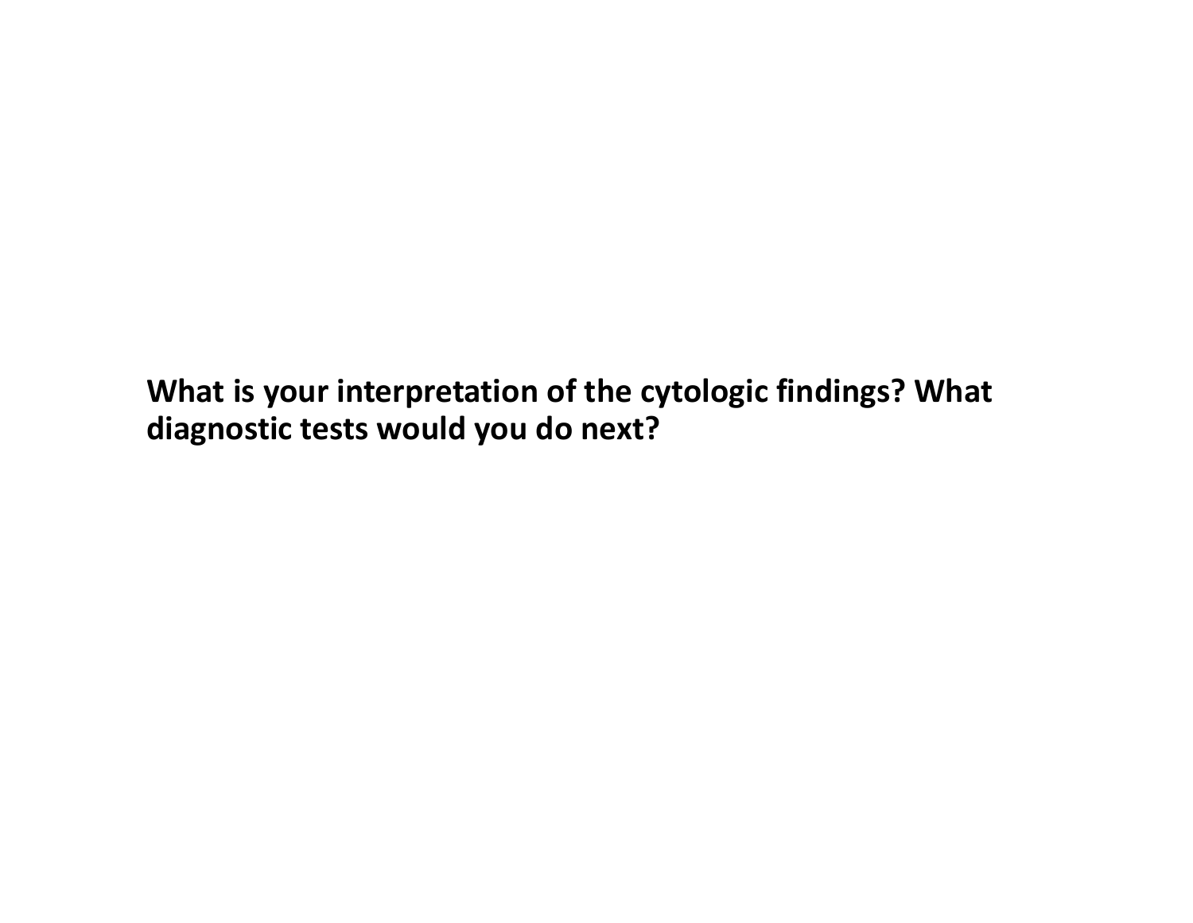**What is your interpretation of the cytologic findings? What diagnostic tests would you do next?**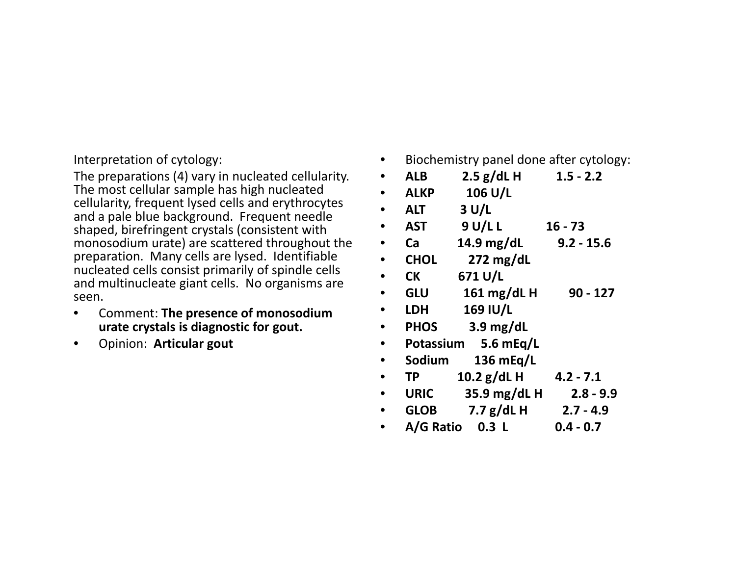Interpretation of cytology:

The preparations (4) vary in nucleated cellularity. The most cellular sample has high nucleated cellularity, frequent lysed cells and erythrocytes and a pale blue background. Frequent needle shaped, birefringent crystals (consistent with monosodium urate) are scattered throughout the preparation. Many cells are lysed. Identifiable nucleated cells consist primarily of spindle cells and multinucleate giant cells. No organisms are seen.

- Comment: **The presence of monosodium urate crystals is diagnostic for gout.**
- Opinion: **Articular gout**

- Biochemistry panel done after cytology:
- **ALB 2.5 g/dL H 1.5 - 2.2**
- **ALKP 106 U/L**
- **ALT 3 U/L**
- **AST 9 U/L L 16 - 73**
- **Ca 14.9 mg/dL 9.2 - 15.6**
- **CHOL 272 mg/dL**
- **CK 671 U/L**
- **GLU 161 mg/dL H 90 - 127**
- **LDH 169 IU/L**
- **PHOS 3.9 mg/dL**
- **Potassium 5.6 mEq/L**
- **Sodium 136 mEq/L**
- **TP 10.2 g/dL H 4.2 - 7.1**
- **URIC 35.9 mg/dL H 2.8 - 9.9**
- **GLOB 7.7 g/dL H 2.7 - 4.9**
- **A/G Ratio 0.3 L 0.4 - 0.7**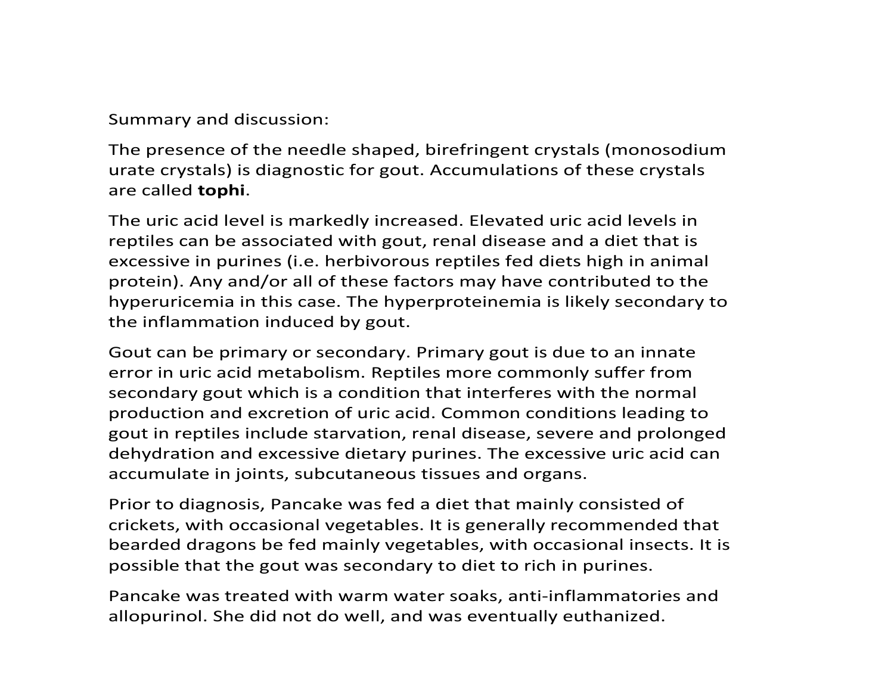Summary and discussion:

The presence of the needle shaped, birefringent crystals (monosodium urate crystals) is diagnostic for gout. Accumulations of these crystals are called **tophi**.

The uric acid level is markedly increased. Elevated uric acid levels in reptiles can be associated with gout, renal disease and a diet that is excessive in purines (i.e. herbivorous reptiles fed diets high in animal protein). Any and/or all of these factors may have contributed to the hyperuricemia in this case. The hyperproteinemia is likely secondary to the inflammation induced by gout.

Gout can be primary or secondary. Primary gout is due to an innate error in uric acid metabolism. Reptiles more commonly suffer from secondary gout which is a condition that interferes with the normal production and excretion of uric acid. Common conditions leading to gout in reptiles include starvation, renal disease, severe and prolonged dehydration and excessive dietary purines. The excessive uric acid can accumulate in joints, subcutaneous tissues and organs.

Prior to diagnosis, Pancake was fed a diet that mainly consisted of crickets, with occasional vegetables. It is generally recommended that bearded dragons be fed mainly vegetables, with occasional insects. It is possible that the gout was secondary to diet to rich in purines.

Pancake was treated with warm water soaks, anti-inflammatories and allopurinol. She did not do well, and was eventually euthanized.